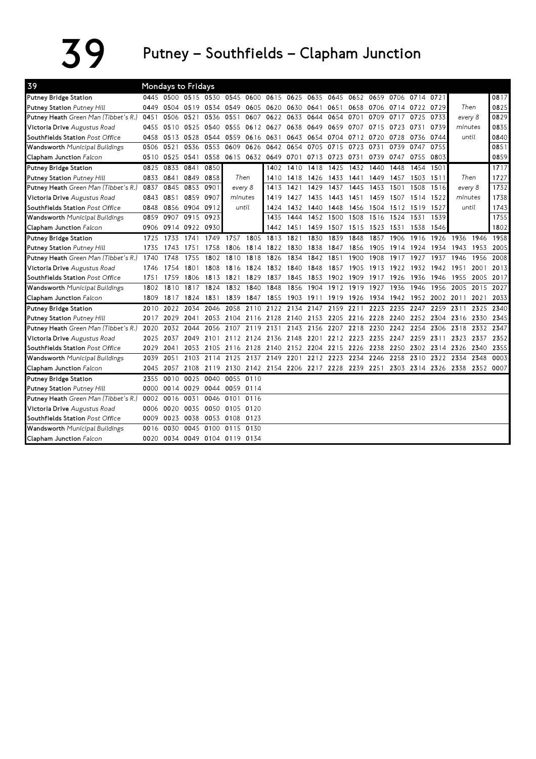# 39 Putney – Southfields – Clapham Junction

## Mondays to Fridays

| 39 | | | | | | | | | | | | | | | | | |
|---|---|---|---|---|---|---|---|---|---|---|---|---|---|---|---|---|---|
| **Putney Bridge Station** | 0445 | 0500 | 0515 | 0530 | 0545 | 0600 | 0615 | 0625 | 0635 | 0645 | 0652 | 0659 | 0706 | 0714 | 0721 | | 0817 |
| **Putney Station** *Putney Hill* | 0449 | 0504 | 0519 | 0534 | 0549 | 0605 | 0620 | 0630 | 0641 | 0651 | 0658 | 0706 | 0714 | 0722 | 0729 | Then | 0825 |
| **Putney Heath** *Green Man (Tibbet's R.)* | 0451 | 0506 | 0521 | 0536 | 0551 | 0607 | 0622 | 0633 | 0644 | 0654 | 0701 | 0709 | 0717 | 0725 | 0733 | every 8 | 0829 |
| **Victoria Drive** *Augustus Road* | 0455 | 0510 | 0525 | 0540 | 0555 | 0612 | 0627 | 0638 | 0649 | 0659 | 0707 | 0715 | 0723 | 0731 | 0739 | minutes | 0835 |
| **Southfields Station** *Post Office* | 0458 | 0513 | 0528 | 0544 | 0559 | 0616 | 0631 | 0643 | 0654 | 0704 | 0712 | 0720 | 0728 | 0736 | 0744 | until | 0840 |
| **Wandsworth** *Municipal Buildings* | 0506 | 0521 | 0536 | 0553 | 0609 | 0626 | 0642 | 0654 | 0705 | 0715 | 0723 | 0731 | 0739 | 0747 | 0755 | | 0851 |
| **Clapham Junction** *Falcon* | 0510 | 0525 | 0541 | 0558 | 0615 | 0632 | 0649 | 0701 | 0713 | 0723 | 0731 | 0739 | 0747 | 0755 | 0803 | | 0859 |

| 39 | | | | | | | | | | | | | | | | |
|---|---|---|---|---|---|---|---|---|---|---|---|---|---|---|---|---|
| **Putney Bridge Station** | 0825 | 0833 | 0841 | 0850 | | 1402 | 1410 | 1418 | 1425 | 1432 | 1440 | 1448 | 1454 | 1501 | | 1717 |
| **Putney Station** *Putney Hill* | 0833 | 0841 | 0849 | 0858 | Then | 1410 | 1418 | 1426 | 1433 | 1441 | 1449 | 1457 | 1503 | 1511 | Then | 1727 |
| **Putney Heath** *Green Man (Tibbet's R.)* | 0837 | 0845 | 0853 | 0901 | every 8 | 1413 | 1421 | 1429 | 1437 | 1445 | 1453 | 1501 | 1508 | 1516 | every 8 | 1732 |
| **Victoria Drive** *Augustus Road* | 0843 | 0851 | 0859 | 0907 | minutes | 1419 | 1427 | 1435 | 1443 | 1451 | 1459 | 1507 | 1514 | 1522 | minutes | 1738 |
| **Southfields Station** *Post Office* | 0848 | 0856 | 0904 | 0912 | until | 1424 | 1432 | 1440 | 1448 | 1456 | 1504 | 1512 | 1519 | 1527 | until | 1743 |
| **Wandsworth** *Municipal Buildings* | 0859 | 0907 | 0915 | 0923 | | 1435 | 1444 | 1452 | 1500 | 1508 | 1516 | 1524 | 1531 | 1539 | | 1755 |
| **Clapham Junction** *Falcon* | 0906 | 0914 | 0922 | 0930 | | 1442 | 1451 | 1459 | 1507 | 1515 | 1523 | 1531 | 1538 | 1546 | | 1802 |

| 39 | | | | | | | | | | | | | | | | | |
|---|---|---|---|---|---|---|---|---|---|---|---|---|---|---|---|---|---|
| **Putney Bridge Station** | 1725 | 1733 | 1741 | 1749 | 1757 | 1805 | 1813 | 1821 | 1830 | 1839 | 1848 | 1857 | 1906 | 1916 | 1926 | 1936 | 1946 | 1958 |
| **Putney Station** *Putney Hill* | 1735 | 1743 | 1751 | 1758 | 1806 | 1814 | 1822 | 1830 | 1838 | 1847 | 1856 | 1905 | 1914 | 1924 | 1934 | 1943 | 1953 | 2005 |
| **Putney Heath** *Green Man (Tibbet's R.)* | 1740 | 1748 | 1755 | 1802 | 1810 | 1818 | 1826 | 1834 | 1842 | 1851 | 1900 | 1908 | 1917 | 1927 | 1937 | 1946 | 1956 | 2008 |
| **Victoria Drive** *Augustus Road* | 1746 | 1754 | 1801 | 1808 | 1816 | 1824 | 1832 | 1840 | 1848 | 1857 | 1905 | 1913 | 1922 | 1932 | 1942 | 1951 | 2001 | 2013 |
| **Southfields Station** *Post Office* | 1751 | 1759 | 1806 | 1813 | 1821 | 1829 | 1837 | 1845 | 1853 | 1902 | 1909 | 1917 | 1926 | 1936 | 1946 | 1955 | 2005 | 2017 |
| **Wandsworth** *Municipal Buildings* | 1802 | 1810 | 1817 | 1824 | 1832 | 1840 | 1848 | 1856 | 1904 | 1912 | 1919 | 1927 | 1936 | 1946 | 1956 | 2005 | 2015 | 2027 |
| **Clapham Junction** *Falcon* | 1809 | 1817 | 1824 | 1831 | 1839 | 1847 | 1855 | 1903 | 1911 | 1919 | 1926 | 1934 | 1942 | 1952 | 2002 | 2011 | 2021 | 2033 |

| 39 | | | | | | | | | | | | | | | | | |
|---|---|---|---|---|---|---|---|---|---|---|---|---|---|---|---|---|---|
| **Putney Bridge Station** | 2010 | 2022 | 2034 | 2046 | 2058 | 2110 | 2122 | 2134 | 2147 | 2159 | 2211 | 2223 | 2235 | 2247 | 2259 | 2311 | 2325 | 2340 |
| **Putney Station** *Putney Hill* | 2017 | 2029 | 2041 | 2053 | 2104 | 2116 | 2128 | 2140 | 2153 | 2205 | 2216 | 2228 | 2240 | 2252 | 2304 | 2316 | 2330 | 2345 |
| **Putney Heath** *Green Man (Tibbet's R.)* | 2020 | 2032 | 2044 | 2056 | 2107 | 2119 | 2131 | 2143 | 2156 | 2207 | 2218 | 2230 | 2242 | 2254 | 2306 | 2318 | 2332 | 2347 |
| **Victoria Drive** *Augustus Road* | 2025 | 2037 | 2049 | 2101 | 2112 | 2124 | 2136 | 2148 | 2201 | 2212 | 2223 | 2235 | 2247 | 2259 | 2311 | 2323 | 2337 | 2352 |
| **Southfields Station** *Post Office* | 2029 | 2041 | 2053 | 2105 | 2116 | 2128 | 2140 | 2152 | 2204 | 2215 | 2226 | 2238 | 2250 | 2302 | 2314 | 2326 | 2340 | 2355 |
| **Wandsworth** *Municipal Buildings* | 2039 | 2051 | 2103 | 2114 | 2125 | 2137 | 2149 | 2201 | 2212 | 2223 | 2234 | 2246 | 2258 | 2310 | 2322 | 2334 | 2348 | 0003 |
| **Clapham Junction** *Falcon* | 2045 | 2057 | 2108 | 2119 | 2130 | 2142 | 2154 | 2206 | 2217 | 2228 | 2239 | 2251 | 2303 | 2314 | 2326 | 2338 | 2352 | 0007 |

| 39 | | | | | | |
|---|---|---|---|---|---|---|
| **Putney Bridge Station** | 2355 | 0010 | 0025 | 0040 | 0055 | 0110 |
| **Putney Station** *Putney Hill* | 0000 | 0014 | 0029 | 0044 | 0059 | 0114 |
| **Putney Heath** *Green Man (Tibbet's R.)* | 0002 | 0016 | 0031 | 0046 | 0101 | 0116 |
| **Victoria Drive** *Augustus Road* | 0006 | 0020 | 0035 | 0050 | 0105 | 0120 |
| **Southfields Station** *Post Office* | 0009 | 0023 | 0038 | 0053 | 0108 | 0123 |
| **Wandsworth** *Municipal Buildings* | 0016 | 0030 | 0045 | 0100 | 0115 | 0130 |
| **Clapham Junction** *Falcon* | 0020 | 0034 | 0049 | 0104 | 0119 | 0134 |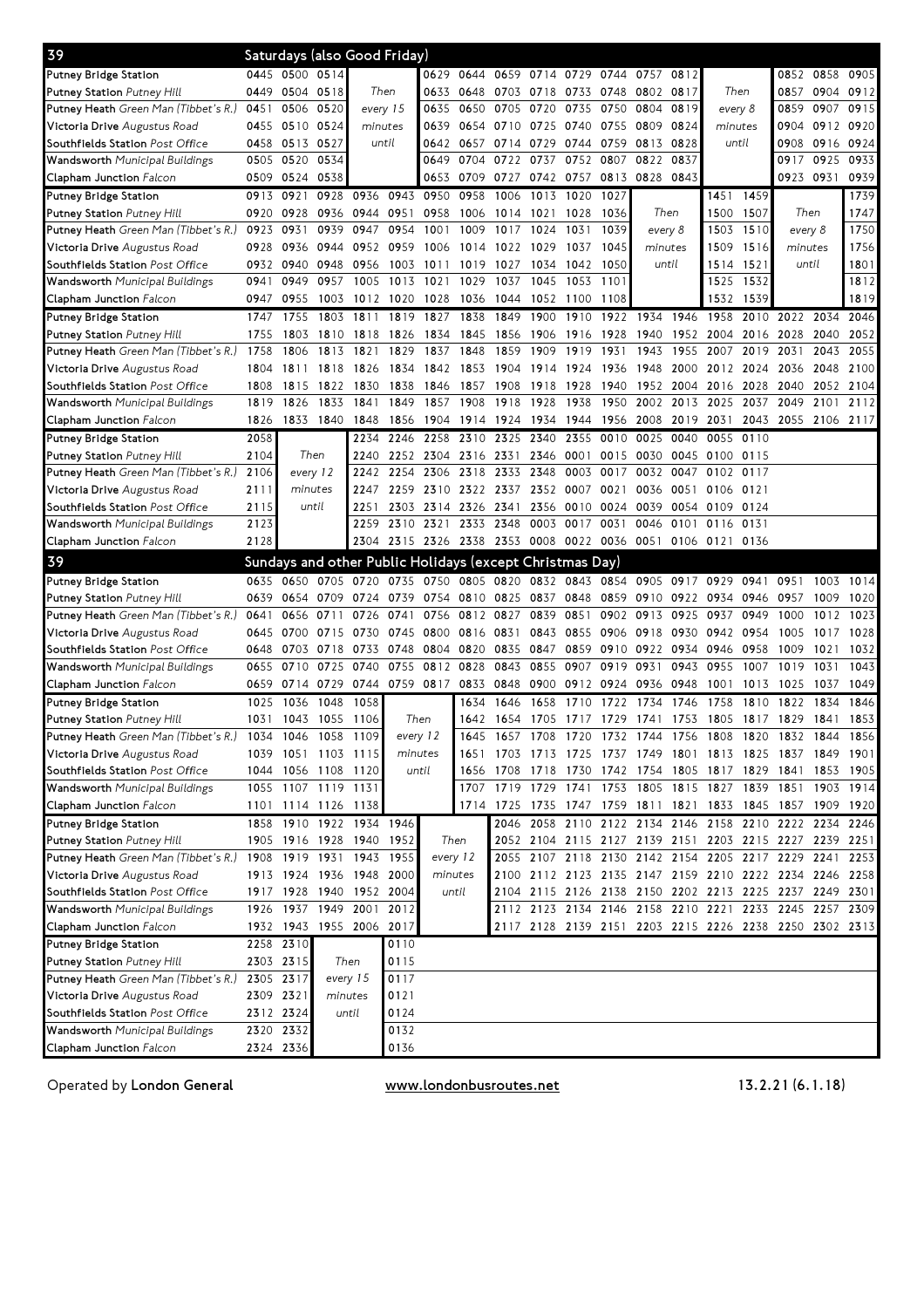## 39 Saturdays (also Good Friday)

| Stop | | | | | | | | | | | | | | | | | |
|---|---|---|---|---|---|---|---|---|---|---|---|---|---|---|---|---|---|
| **Putney Bridge Station** | 0445 | 0500 | 0514 | Then every 15 minutes until | 0629 | 0644 | 0659 | 0714 | 0729 | 0744 | 0757 | 0812 | Then every 8 minutes until | 0852 | 0858 | 0905 |
| **Putney Station** *Putney Hill* | 0449 | 0504 | 0518 | | 0633 | 0648 | 0703 | 0718 | 0733 | 0748 | 0802 | 0817 | | 0857 | 0904 | 0912 |
| **Putney Heath** *Green Man (Tibbet's R.)* | 0451 | 0506 | 0520 | | 0635 | 0650 | 0705 | 0720 | 0735 | 0750 | 0804 | 0819 | | 0859 | 0907 | 0915 |
| **Victoria Drive** *Augustus Road* | 0455 | 0510 | 0524 | | 0639 | 0654 | 0710 | 0725 | 0740 | 0755 | 0809 | 0824 | | 0904 | 0912 | 0920 |
| **Southfields Station** *Post Office* | 0458 | 0513 | 0527 | | 0642 | 0657 | 0714 | 0729 | 0744 | 0759 | 0813 | 0828 | | 0908 | 0916 | 0924 |
| **Wandsworth** *Municipal Buildings* | 0505 | 0520 | 0534 | | 0649 | 0704 | 0722 | 0737 | 0752 | 0807 | 0822 | 0837 | | 0917 | 0925 | 0933 |
| **Clapham Junction** *Falcon* | 0509 | 0524 | 0538 | | 0653 | 0709 | 0727 | 0742 | 0757 | 0813 | 0828 | 0843 | | 0923 | 0931 | 0939 |

| Stop | | | | | | | | | | | | | | | | | |
|---|---|---|---|---|---|---|---|---|---|---|---|---|---|---|---|---|---|
| **Putney Bridge Station** | 0913 | 0921 | 0928 | 0936 | 0943 | 0950 | 0958 | 1006 | 1013 | 1020 | 1027 | Then every 8 minutes until | 1451 | 1459 | Then every 8 minutes until | 1739 |
| **Putney Station** *Putney Hill* | 0920 | 0928 | 0936 | 0944 | 0951 | 0958 | 1006 | 1014 | 1021 | 1028 | 1036 | | 1500 | 1507 | | 1747 |
| **Putney Heath** *Green Man (Tibbet's R.)* | 0923 | 0931 | 0939 | 0947 | 0954 | 1001 | 1009 | 1017 | 1024 | 1031 | 1039 | | 1503 | 1510 | | 1750 |
| **Victoria Drive** *Augustus Road* | 0928 | 0936 | 0944 | 0952 | 0959 | 1006 | 1014 | 1022 | 1029 | 1037 | 1045 | | 1509 | 1516 | | 1756 |
| **Southfields Station** *Post Office* | 0932 | 0940 | 0948 | 0956 | 1003 | 1011 | 1019 | 1027 | 1034 | 1042 | 1050 | | 1514 | 1521 | | 1801 |
| **Wandsworth** *Municipal Buildings* | 0941 | 0949 | 0957 | 1005 | 1013 | 1021 | 1029 | 1037 | 1045 | 1053 | 1101 | | 1525 | 1532 | | 1812 |
| **Clapham Junction** *Falcon* | 0947 | 0955 | 1003 | 1012 | 1020 | 1028 | 1036 | 1044 | 1052 | 1100 | 1108 | | 1532 | 1539 | | 1819 |

| Stop | | | | | | | | | | | | | | | | | |
|---|---|---|---|---|---|---|---|---|---|---|---|---|---|---|---|---|---|
| **Putney Bridge Station** | 1747 | 1755 | 1803 | 1811 | 1819 | 1827 | 1838 | 1849 | 1900 | 1910 | 1922 | 1934 | 1946 | 1958 | 2010 | 2022 | 2034 | 2046 |
| **Putney Station** *Putney Hill* | 1755 | 1803 | 1810 | 1818 | 1826 | 1834 | 1845 | 1856 | 1906 | 1916 | 1928 | 1940 | 1952 | 2004 | 2016 | 2028 | 2040 | 2052 |
| **Putney Heath** *Green Man (Tibbet's R.)* | 1758 | 1806 | 1813 | 1821 | 1829 | 1837 | 1848 | 1859 | 1909 | 1919 | 1931 | 1943 | 1955 | 2007 | 2019 | 2031 | 2043 | 2055 |
| **Victoria Drive** *Augustus Road* | 1804 | 1811 | 1818 | 1826 | 1834 | 1842 | 1853 | 1904 | 1914 | 1924 | 1936 | 1948 | 2000 | 2012 | 2024 | 2036 | 2048 | 2100 |
| **Southfields Station** *Post Office* | 1808 | 1815 | 1822 | 1830 | 1838 | 1846 | 1857 | 1908 | 1918 | 1928 | 1940 | 1952 | 2004 | 2016 | 2028 | 2040 | 2052 | 2104 |
| **Wandsworth** *Municipal Buildings* | 1819 | 1826 | 1833 | 1841 | 1849 | 1857 | 1908 | 1918 | 1928 | 1938 | 1950 | 2002 | 2013 | 2025 | 2037 | 2049 | 2101 | 2112 |
| **Clapham Junction** *Falcon* | 1826 | 1833 | 1840 | 1848 | 1856 | 1904 | 1914 | 1924 | 1934 | 1944 | 1956 | 2008 | 2019 | 2031 | 2043 | 2055 | 2106 | 2117 |

| Stop | | | | | | | | | | | | | | |
|---|---|---|---|---|---|---|---|---|---|---|---|---|---|---|
| **Putney Bridge Station** | 2058 | Then every 12 minutes until | 2234 | 2246 | 2258 | 2310 | 2325 | 2340 | 2355 | 0010 | 0025 | 0040 | 0055 | 0110 |
| **Putney Station** *Putney Hill* | 2104 | | 2240 | 2252 | 2304 | 2316 | 2331 | 2346 | 0001 | 0015 | 0030 | 0045 | 0100 | 0115 |
| **Putney Heath** *Green Man (Tibbet's R.)* | 2106 | | 2242 | 2254 | 2306 | 2318 | 2333 | 2348 | 0003 | 0017 | 0032 | 0047 | 0102 | 0117 |
| **Victoria Drive** *Augustus Road* | 2111 | | 2247 | 2259 | 2310 | 2322 | 2337 | 2352 | 0007 | 0021 | 0036 | 0051 | 0106 | 0121 |
| **Southfields Station** *Post Office* | 2115 | | 2251 | 2303 | 2314 | 2326 | 2341 | 2356 | 0010 | 0024 | 0039 | 0054 | 0109 | 0124 |
| **Wandsworth** *Municipal Buildings* | 2123 | | 2259 | 2310 | 2321 | 2333 | 2348 | 0003 | 0017 | 0031 | 0046 | 0101 | 0116 | 0131 |
| **Clapham Junction** *Falcon* | 2128 | | 2304 | 2315 | 2326 | 2338 | 2353 | 0008 | 0022 | 0036 | 0051 | 0106 | 0121 | 0136 |

## 39 Sundays and other Public Holidays (except Christmas Day)

| Stop | | | | | | | | | | | | | | | | | | |
|---|---|---|---|---|---|---|---|---|---|---|---|---|---|---|---|---|---|---|
| **Putney Bridge Station** | 0635 | 0650 | 0705 | 0720 | 0735 | 0750 | 0805 | 0820 | 0832 | 0843 | 0854 | 0905 | 0917 | 0929 | 0941 | 0951 | 1003 | 1014 |
| **Putney Station** *Putney Hill* | 0639 | 0654 | 0709 | 0724 | 0739 | 0754 | 0810 | 0825 | 0837 | 0848 | 0859 | 0910 | 0922 | 0934 | 0946 | 0957 | 1009 | 1020 |
| **Putney Heath** *Green Man (Tibbet's R.)* | 0641 | 0656 | 0711 | 0726 | 0741 | 0756 | 0812 | 0827 | 0839 | 0851 | 0902 | 0913 | 0925 | 0937 | 0949 | 1000 | 1012 | 1023 |
| **Victoria Drive** *Augustus Road* | 0645 | 0700 | 0715 | 0730 | 0745 | 0800 | 0816 | 0831 | 0843 | 0855 | 0906 | 0918 | 0930 | 0942 | 0954 | 1005 | 1017 | 1028 |
| **Southfields Station** *Post Office* | 0648 | 0703 | 0718 | 0733 | 0748 | 0804 | 0820 | 0835 | 0847 | 0859 | 0910 | 0922 | 0934 | 0946 | 0958 | 1009 | 1021 | 1032 |
| **Wandsworth** *Municipal Buildings* | 0655 | 0710 | 0725 | 0740 | 0755 | 0812 | 0828 | 0843 | 0855 | 0907 | 0919 | 0931 | 0943 | 0955 | 1007 | 1019 | 1031 | 1043 |
| **Clapham Junction** *Falcon* | 0659 | 0714 | 0729 | 0744 | 0759 | 0817 | 0833 | 0848 | 0900 | 0912 | 0924 | 0936 | 0948 | 1001 | 1013 | 1025 | 1037 | 1049 |

| Stop | | | | | | | | | | | | | | | | | |
|---|---|---|---|---|---|---|---|---|---|---|---|---|---|---|---|---|---|
| **Putney Bridge Station** | 1025 | 1036 | 1048 | 1058 | Then every 12 minutes until | 1634 | 1646 | 1658 | 1710 | 1722 | 1734 | 1746 | 1758 | 1810 | 1822 | 1834 | 1846 |
| **Putney Station** *Putney Hill* | 1031 | 1043 | 1055 | 1106 | | 1642 | 1654 | 1705 | 1717 | 1729 | 1741 | 1753 | 1805 | 1817 | 1829 | 1841 | 1853 |
| **Putney Heath** *Green Man (Tibbet's R.)* | 1034 | 1046 | 1058 | 1109 | | 1645 | 1657 | 1708 | 1720 | 1732 | 1744 | 1756 | 1808 | 1820 | 1832 | 1844 | 1856 |
| **Victoria Drive** *Augustus Road* | 1039 | 1051 | 1103 | 1115 | | 1651 | 1703 | 1713 | 1725 | 1737 | 1749 | 1801 | 1813 | 1825 | 1837 | 1849 | 1901 |
| **Southfields Station** *Post Office* | 1044 | 1056 | 1108 | 1120 | | 1656 | 1708 | 1718 | 1730 | 1742 | 1754 | 1805 | 1817 | 1829 | 1841 | 1853 | 1905 |
| **Wandsworth** *Municipal Buildings* | 1055 | 1107 | 1119 | 1131 | | 1707 | 1719 | 1729 | 1741 | 1753 | 1805 | 1815 | 1827 | 1839 | 1851 | 1903 | 1914 |
| **Clapham Junction** *Falcon* | 1101 | 1114 | 1126 | 1138 | | 1714 | 1725 | 1735 | 1747 | 1759 | 1811 | 1821 | 1833 | 1845 | 1857 | 1909 | 1920 |

| Stop | | | | | | | | | | | | | | | | | |
|---|---|---|---|---|---|---|---|---|---|---|---|---|---|---|---|---|---|
| **Putney Bridge Station** | 1858 | 1910 | 1922 | 1934 | 1946 | Then every 12 minutes until | 2046 | 2058 | 2110 | 2122 | 2134 | 2146 | 2158 | 2210 | 2222 | 2234 | 2246 |
| **Putney Station** *Putney Hill* | 1905 | 1916 | 1928 | 1940 | 1952 | | 2052 | 2104 | 2115 | 2127 | 2139 | 2151 | 2203 | 2215 | 2227 | 2239 | 2251 |
| **Putney Heath** *Green Man (Tibbet's R.)* | 1908 | 1919 | 1931 | 1943 | 1955 | | 2055 | 2107 | 2118 | 2130 | 2142 | 2154 | 2205 | 2217 | 2229 | 2241 | 2253 |
| **Victoria Drive** *Augustus Road* | 1913 | 1924 | 1936 | 1948 | 2000 | | 2100 | 2112 | 2123 | 2135 | 2147 | 2159 | 2210 | 2222 | 2234 | 2246 | 2258 |
| **Southfields Station** *Post Office* | 1917 | 1928 | 1940 | 1952 | 2004 | | 2104 | 2115 | 2126 | 2138 | 2150 | 2202 | 2213 | 2225 | 2237 | 2249 | 2301 |
| **Wandsworth** *Municipal Buildings* | 1926 | 1937 | 1949 | 2001 | 2012 | | 2112 | 2123 | 2134 | 2146 | 2158 | 2210 | 2221 | 2233 | 2245 | 2257 | 2309 |
| **Clapham Junction** *Falcon* | 1932 | 1943 | 1955 | 2006 | 2017 | | 2117 | 2128 | 2139 | 2151 | 2203 | 2215 | 2226 | 2238 | 2250 | 2302 | 2313 |

| Stop | | | | |
|---|---|---|---|---|
| **Putney Bridge Station** | 2258 | 2310 | Then every 15 minutes until | 0110 |
| **Putney Station** *Putney Hill* | 2303 | 2315 | | 0115 |
| **Putney Heath** *Green Man (Tibbet's R.)* | 2305 | 2317 | | 0117 |
| **Victoria Drive** *Augustus Road* | 2309 | 2321 | | 0121 |
| **Southfields Station** *Post Office* | 2312 | 2324 | | 0124 |
| **Wandsworth** *Municipal Buildings* | 2320 | 2332 | | 0132 |
| **Clapham Junction** *Falcon* | 2324 | 2336 | | 0136 |

Operated by **London General** www.londonbusroutes.net 13.2.21 (6.1.18)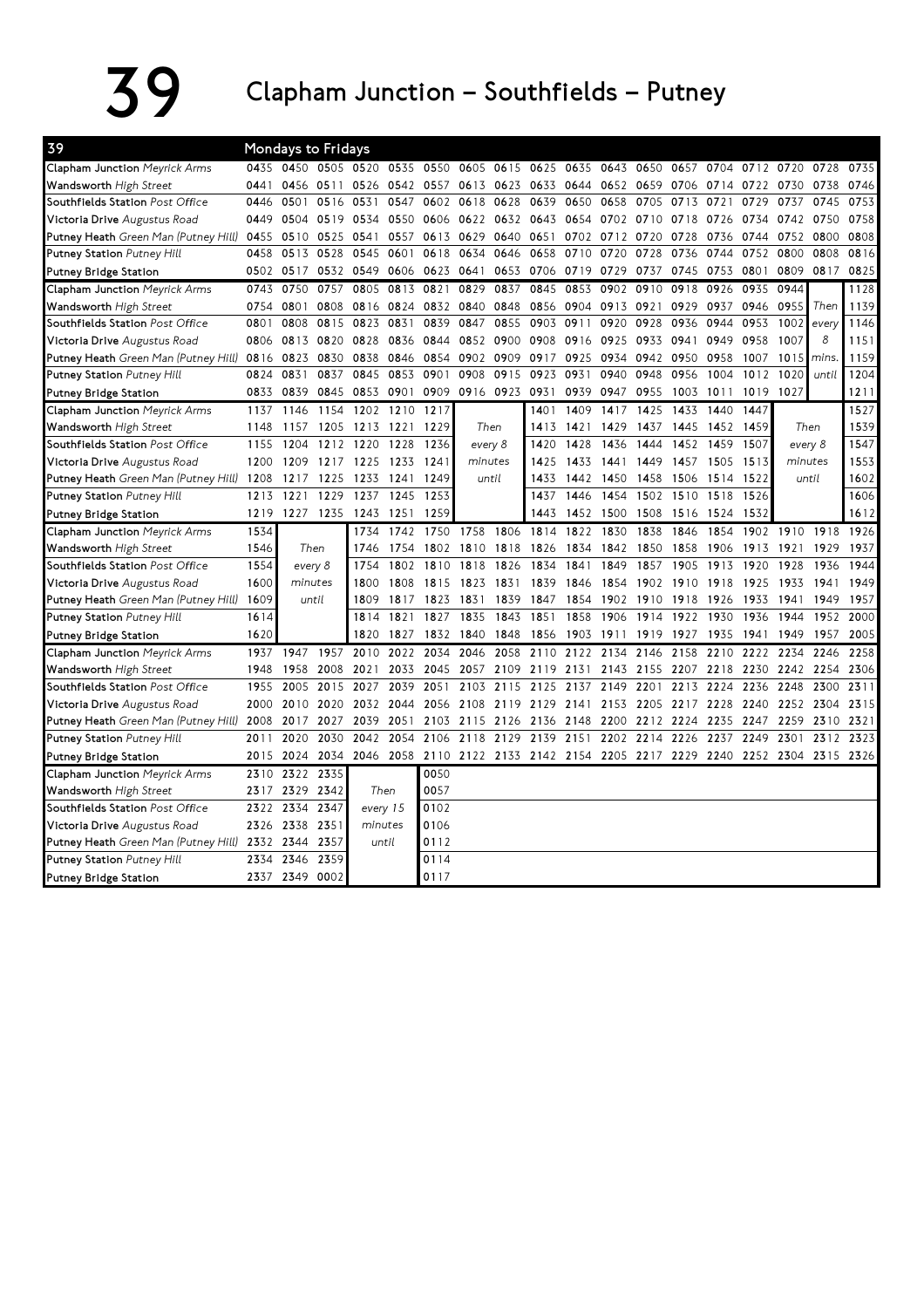# 39 Clapham Junction – Southfields – Putney

**39 — Mondays to Fridays**

| 39 | | | | | | | | | | | | | | | | | | |
|---|---|---|---|---|---|---|---|---|---|---|---|---|---|---|---|---|---|---|
| **Clapham Junction** *Meyrick Arms* | 0435 | 0450 | 0505 | 0520 | 0535 | 0550 | 0605 | 0615 | 0625 | 0635 | 0643 | 0650 | 0657 | 0704 | 0712 | 0720 | 0728 | 0735 |
| **Wandsworth** *High Street* | 0441 | 0456 | 0511 | 0526 | 0542 | 0557 | 0613 | 0623 | 0633 | 0644 | 0652 | 0659 | 0706 | 0714 | 0722 | 0730 | 0738 | 0746 |
| **Southfields Station** *Post Office* | 0446 | 0501 | 0516 | 0531 | 0547 | 0602 | 0618 | 0628 | 0639 | 0650 | 0658 | 0705 | 0713 | 0721 | 0729 | 0737 | 0745 | 0753 |
| **Victoria Drive** *Augustus Road* | 0449 | 0504 | 0519 | 0534 | 0550 | 0606 | 0622 | 0632 | 0643 | 0654 | 0702 | 0710 | 0718 | 0726 | 0734 | 0742 | 0750 | 0758 |
| **Putney Heath** *Green Man (Putney Hill)* | 0455 | 0510 | 0525 | 0541 | 0557 | 0613 | 0629 | 0640 | 0651 | 0702 | 0712 | 0720 | 0728 | 0736 | 0744 | 0752 | 0800 | 0808 |
| **Putney Station** *Putney Hill* | 0458 | 0513 | 0528 | 0545 | 0601 | 0618 | 0634 | 0646 | 0658 | 0710 | 0720 | 0728 | 0736 | 0744 | 0752 | 0800 | 0808 | 0816 |
| **Putney Bridge Station** | 0502 | 0517 | 0532 | 0549 | 0606 | 0623 | 0641 | 0653 | 0706 | 0719 | 0729 | 0737 | 0745 | 0753 | 0801 | 0809 | 0817 | 0825 |

| 39 | | | | | | | | | | | | | | | | | |
|---|---|---|---|---|---|---|---|---|---|---|---|---|---|---|---|---|---|
| **Clapham Junction** *Meyrick Arms* | 0743 | 0750 | 0757 | 0805 | 0813 | 0821 | 0829 | 0837 | 0845 | 0853 | 0902 | 0910 | 0918 | 0926 | 0935 | 0944 | | 1128 |
| **Wandsworth** *High Street* | 0754 | 0801 | 0808 | 0816 | 0824 | 0832 | 0840 | 0848 | 0856 | 0904 | 0913 | 0921 | 0929 | 0937 | 0946 | 0955 | Then | 1139 |
| **Southfields Station** *Post Office* | 0801 | 0808 | 0815 | 0823 | 0831 | 0839 | 0847 | 0855 | 0903 | 0911 | 0920 | 0928 | 0936 | 0944 | 0953 | 1002 | every | 1146 |
| **Victoria Drive** *Augustus Road* | 0806 | 0813 | 0820 | 0828 | 0836 | 0844 | 0852 | 0900 | 0908 | 0916 | 0925 | 0933 | 0941 | 0949 | 0958 | 1007 | 8 | 1151 |
| **Putney Heath** *Green Man (Putney Hill)* | 0816 | 0823 | 0830 | 0838 | 0846 | 0854 | 0902 | 0909 | 0917 | 0925 | 0934 | 0942 | 0950 | 0958 | 1007 | 1015 | mins. | 1159 |
| **Putney Station** *Putney Hill* | 0824 | 0831 | 0837 | 0845 | 0853 | 0901 | 0908 | 0915 | 0923 | 0931 | 0940 | 0948 | 0956 | 1004 | 1012 | 1020 | until | 1204 |
| **Putney Bridge Station** | 0833 | 0839 | 0845 | 0853 | 0901 | 0909 | 0916 | 0923 | 0931 | 0939 | 0947 | 0955 | 1003 | 1011 | 1019 | 1027 | | 1211 |

| 39 | | | | | | | | | | | | | | | | |
|---|---|---|---|---|---|---|---|---|---|---|---|---|---|---|---|---|
| **Clapham Junction** *Meyrick Arms* | 1137 | 1146 | 1154 | 1202 | 1210 | 1217 | | 1401 | 1409 | 1417 | 1425 | 1433 | 1440 | 1447 | | 1527 |
| **Wandsworth** *High Street* | 1148 | 1157 | 1205 | 1213 | 1221 | 1229 | Then | 1413 | 1421 | 1429 | 1437 | 1445 | 1452 | 1459 | Then | 1539 |
| **Southfields Station** *Post Office* | 1155 | 1204 | 1212 | 1220 | 1228 | 1236 | every 8 | 1420 | 1428 | 1436 | 1444 | 1452 | 1459 | 1507 | every 8 | 1547 |
| **Victoria Drive** *Augustus Road* | 1200 | 1209 | 1217 | 1225 | 1233 | 1241 | minutes | 1425 | 1433 | 1441 | 1449 | 1457 | 1505 | 1513 | minutes | 1553 |
| **Putney Heath** *Green Man (Putney Hill)* | 1208 | 1217 | 1225 | 1233 | 1241 | 1249 | until | 1433 | 1442 | 1450 | 1458 | 1506 | 1514 | 1522 | until | 1602 |
| **Putney Station** *Putney Hill* | 1213 | 1221 | 1229 | 1237 | 1245 | 1253 | | 1437 | 1446 | 1454 | 1502 | 1510 | 1518 | 1526 | | 1606 |
| **Putney Bridge Station** | 1219 | 1227 | 1235 | 1243 | 1251 | 1259 | | 1443 | 1452 | 1500 | 1508 | 1516 | 1524 | 1532 | | 1612 |

| 39 | | | | | | | | | | | | | | | | | |
|---|---|---|---|---|---|---|---|---|---|---|---|---|---|---|---|---|---|
| **Clapham Junction** *Meyrick Arms* | 1534 | | 1734 | 1742 | 1750 | 1758 | 1806 | 1814 | 1822 | 1830 | 1838 | 1846 | 1854 | 1902 | 1910 | 1918 | 1926 |
| **Wandsworth** *High Street* | 1546 | Then | 1746 | 1754 | 1802 | 1810 | 1818 | 1826 | 1834 | 1842 | 1850 | 1858 | 1906 | 1913 | 1921 | 1929 | 1937 |
| **Southfields Station** *Post Office* | 1554 | every 8 | 1754 | 1802 | 1810 | 1818 | 1826 | 1834 | 1841 | 1849 | 1857 | 1905 | 1913 | 1920 | 1928 | 1936 | 1944 |
| **Victoria Drive** *Augustus Road* | 1600 | minutes | 1800 | 1808 | 1815 | 1823 | 1831 | 1839 | 1846 | 1854 | 1902 | 1910 | 1918 | 1925 | 1933 | 1941 | 1949 |
| **Putney Heath** *Green Man (Putney Hill)* | 1609 | until | 1809 | 1817 | 1823 | 1831 | 1839 | 1847 | 1854 | 1902 | 1910 | 1918 | 1926 | 1933 | 1941 | 1949 | 1957 |
| **Putney Station** *Putney Hill* | 1614 | | 1814 | 1821 | 1827 | 1835 | 1843 | 1851 | 1858 | 1906 | 1914 | 1922 | 1930 | 1936 | 1944 | 1952 | 2000 |
| **Putney Bridge Station** | 1620 | | 1820 | 1827 | 1832 | 1840 | 1848 | 1856 | 1903 | 1911 | 1919 | 1927 | 1935 | 1941 | 1949 | 1957 | 2005 |

| 39 | | | | | | | | | | | | | | | | | | |
|---|---|---|---|---|---|---|---|---|---|---|---|---|---|---|---|---|---|---|
| **Clapham Junction** *Meyrick Arms* | 1937 | 1947 | 1957 | 2010 | 2022 | 2034 | 2046 | 2058 | 2110 | 2122 | 2134 | 2146 | 2158 | 2210 | 2222 | 2234 | 2246 | 2258 |
| **Wandsworth** *High Street* | 1948 | 1958 | 2008 | 2021 | 2033 | 2045 | 2057 | 2109 | 2119 | 2131 | 2143 | 2155 | 2207 | 2218 | 2230 | 2242 | 2254 | 2306 |
| **Southfields Station** *Post Office* | 1955 | 2005 | 2015 | 2027 | 2039 | 2051 | 2103 | 2115 | 2125 | 2137 | 2149 | 2201 | 2213 | 2224 | 2236 | 2248 | 2300 | 2311 |
| **Victoria Drive** *Augustus Road* | 2000 | 2010 | 2020 | 2032 | 2044 | 2056 | 2108 | 2119 | 2129 | 2141 | 2153 | 2205 | 2217 | 2228 | 2240 | 2252 | 2304 | 2315 |
| **Putney Heath** *Green Man (Putney Hill)* | 2008 | 2017 | 2027 | 2039 | 2051 | 2103 | 2115 | 2126 | 2136 | 2148 | 2200 | 2212 | 2224 | 2235 | 2247 | 2259 | 2310 | 2321 |
| **Putney Station** *Putney Hill* | 2011 | 2020 | 2030 | 2042 | 2054 | 2106 | 2118 | 2129 | 2139 | 2151 | 2202 | 2214 | 2226 | 2237 | 2249 | 2301 | 2312 | 2323 |
| **Putney Bridge Station** | 2015 | 2024 | 2034 | 2046 | 2058 | 2110 | 2122 | 2133 | 2142 | 2154 | 2205 | 2217 | 2229 | 2240 | 2252 | 2304 | 2315 | 2326 |

| 39 | | | | | |
|---|---|---|---|---|---|
| **Clapham Junction** *Meyrick Arms* | 2310 | 2322 | 2335 | | 0050 |
| **Wandsworth** *High Street* | 2317 | 2329 | 2342 | Then | 0057 |
| **Southfields Station** *Post Office* | 2322 | 2334 | 2347 | every 15 | 0102 |
| **Victoria Drive** *Augustus Road* | 2326 | 2338 | 2351 | minutes | 0106 |
| **Putney Heath** *Green Man (Putney Hill)* | 2332 | 2344 | 2357 | until | 0112 |
| **Putney Station** *Putney Hill* | 2334 | 2346 | 2359 | | 0114 |
| **Putney Bridge Station** | 2337 | 2349 | 0002 | | 0117 |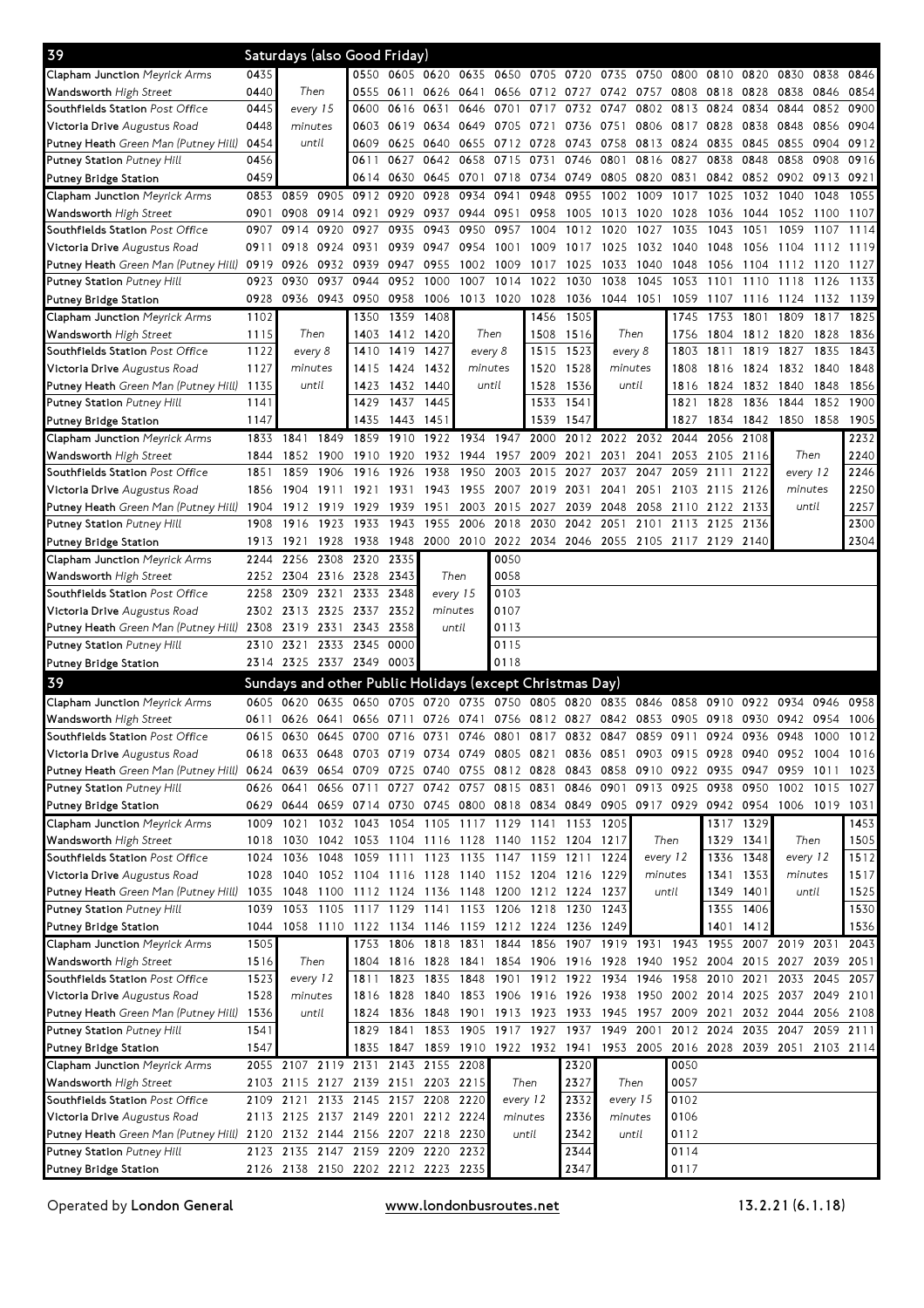## 39 Saturdays (also Good Friday)

| | | | | | | | | | | | | | | | | | |
|---|---|---|---|---|---|---|---|---|---|---|---|---|---|---|---|---|---|
| Clapham Junction Meyrick Arms | 0435 | | | 0550 | 0605 | 0620 | 0635 | 0650 | 0705 | 0720 | 0735 | 0750 | 0800 | 0810 | 0820 | 0830 | 0838 | 0846 |
| Wandsworth High Street | 0440 | Then | | 0555 | 0611 | 0626 | 0641 | 0656 | 0712 | 0727 | 0742 | 0757 | 0808 | 0818 | 0828 | 0838 | 0846 | 0854 |
| Southfields Station Post Office | 0445 | every 15 | | 0600 | 0616 | 0631 | 0646 | 0701 | 0717 | 0732 | 0747 | 0802 | 0813 | 0824 | 0834 | 0844 | 0852 | 0900 |
| Victoria Drive Augustus Road | 0448 | minutes | | 0603 | 0619 | 0634 | 0649 | 0705 | 0721 | 0736 | 0751 | 0806 | 0817 | 0828 | 0838 | 0848 | 0856 | 0904 |
| Putney Heath Green Man (Putney Hill) | 0454 | until | | 0609 | 0625 | 0640 | 0655 | 0712 | 0728 | 0743 | 0758 | 0813 | 0824 | 0835 | 0845 | 0855 | 0904 | 0912 |
| Putney Station Putney Hill | 0456 | | | 0611 | 0627 | 0642 | 0658 | 0715 | 0731 | 0746 | 0801 | 0816 | 0827 | 0838 | 0848 | 0858 | 0908 | 0916 |
| Putney Bridge Station | 0459 | | | 0614 | 0630 | 0645 | 0701 | 0718 | 0734 | 0749 | 0805 | 0820 | 0831 | 0842 | 0852 | 0902 | 0913 | 0921 |
| Clapham Junction Meyrick Arms | 0853 | 0859 | 0905 | 0912 | 0920 | 0928 | 0934 | 0941 | 0948 | 0955 | 1002 | 1009 | 1017 | 1025 | 1032 | 1040 | 1048 | 1055 |
| Wandsworth High Street | 0901 | 0908 | 0914 | 0921 | 0929 | 0937 | 0944 | 0951 | 0958 | 1005 | 1013 | 1020 | 1028 | 1036 | 1044 | 1052 | 1100 | 1107 |
| Southfields Station Post Office | 0907 | 0914 | 0920 | 0927 | 0935 | 0943 | 0950 | 0957 | 1004 | 1012 | 1020 | 1027 | 1035 | 1043 | 1051 | 1059 | 1107 | 1114 |
| Victoria Drive Augustus Road | 0911 | 0918 | 0924 | 0931 | 0939 | 0947 | 0954 | 1001 | 1009 | 1017 | 1025 | 1032 | 1040 | 1048 | 1056 | 1104 | 1112 | 1119 |
| Putney Heath Green Man (Putney Hill) | 0919 | 0926 | 0932 | 0939 | 0947 | 0955 | 1002 | 1009 | 1017 | 1025 | 1033 | 1040 | 1048 | 1056 | 1104 | 1112 | 1120 | 1127 |
| Putney Station Putney Hill | 0923 | 0930 | 0937 | 0944 | 0952 | 1000 | 1007 | 1014 | 1022 | 1030 | 1038 | 1045 | 1053 | 1101 | 1110 | 1118 | 1126 | 1133 |
| Putney Bridge Station | 0928 | 0936 | 0943 | 0950 | 0958 | 1006 | 1013 | 1020 | 1028 | 1036 | 1044 | 1051 | 1059 | 1107 | 1116 | 1124 | 1132 | 1139 |
| Clapham Junction Meyrick Arms | 1102 | | | 1350 | 1359 | 1408 | | | 1456 | 1505 | | | 1745 | 1753 | 1801 | 1809 | 1817 | 1825 |
| Wandsworth High Street | 1115 | Then | | 1403 | 1412 | 1420 | Then | | 1508 | 1516 | Then | | 1756 | 1804 | 1812 | 1820 | 1828 | 1836 |
| Southfields Station Post Office | 1122 | every 8 | | 1410 | 1419 | 1427 | every 8 | | 1515 | 1523 | every 8 | | 1803 | 1811 | 1819 | 1827 | 1835 | 1843 |
| Victoria Drive Augustus Road | 1127 | minutes | | 1415 | 1424 | 1432 | minutes | | 1520 | 1528 | minutes | | 1808 | 1816 | 1824 | 1832 | 1840 | 1848 |
| Putney Heath Green Man (Putney Hill) | 1135 | until | | 1423 | 1432 | 1440 | until | | 1528 | 1536 | until | | 1816 | 1824 | 1832 | 1840 | 1848 | 1856 |
| Putney Station Putney Hill | 1141 | | | 1429 | 1437 | 1445 | | | 1533 | 1541 | | | 1821 | 1828 | 1836 | 1844 | 1852 | 1900 |
| Putney Bridge Station | 1147 | | | 1435 | 1443 | 1451 | | | 1539 | 1547 | | | 1827 | 1834 | 1842 | 1850 | 1858 | 1905 |
| Clapham Junction Meyrick Arms | 1833 | 1841 | 1849 | 1859 | 1910 | 1922 | 1934 | 1947 | 2000 | 2012 | 2022 | 2032 | 2044 | 2056 | 2108 | | | 2232 |
| Wandsworth High Street | 1844 | 1852 | 1900 | 1910 | 1920 | 1932 | 1944 | 1957 | 2009 | 2021 | 2031 | 2041 | 2053 | 2105 | 2116 | Then | | 2240 |
| Southfields Station Post Office | 1851 | 1859 | 1906 | 1916 | 1926 | 1938 | 1950 | 2003 | 2015 | 2027 | 2037 | 2047 | 2059 | 2111 | 2122 | every 12 | | 2246 |
| Victoria Drive Augustus Road | 1856 | 1904 | 1911 | 1921 | 1931 | 1943 | 1955 | 2007 | 2019 | 2031 | 2041 | 2051 | 2103 | 2115 | 2126 | minutes | | 2250 |
| Putney Heath Green Man (Putney Hill) | 1904 | 1912 | 1919 | 1929 | 1939 | 1951 | 2003 | 2015 | 2027 | 2039 | 2048 | 2058 | 2110 | 2122 | 2133 | until | | 2257 |
| Putney Station Putney Hill | 1908 | 1916 | 1923 | 1933 | 1943 | 1955 | 2006 | 2018 | 2030 | 2042 | 2051 | 2101 | 2113 | 2125 | 2136 | | | 2300 |
| Putney Bridge Station | 1913 | 1921 | 1928 | 1938 | 1948 | 2000 | 2010 | 2022 | 2034 | 2046 | 2055 | 2105 | 2117 | 2129 | 2140 | | | 2304 |
| Clapham Junction Meyrick Arms | 2244 | 2256 | 2308 | 2320 | 2335 | | | 0050 | | | | | | | | | | |
| Wandsworth High Street | 2252 | 2304 | 2316 | 2328 | 2343 | Then | | 0058 | | | | | | | | | | |
| Southfields Station Post Office | 2258 | 2309 | 2321 | 2333 | 2348 | every 15 | | 0103 | | | | | | | | | | |
| Victoria Drive Augustus Road | 2302 | 2313 | 2325 | 2337 | 2352 | minutes | | 0107 | | | | | | | | | | |
| Putney Heath Green Man (Putney Hill) | 2308 | 2319 | 2331 | 2343 | 2358 | until | | 0113 | | | | | | | | | | |
| Putney Station Putney Hill | 2310 | 2321 | 2333 | 2345 | 0000 | | | 0115 | | | | | | | | | | |
| Putney Bridge Station | 2314 | 2325 | 2337 | 2349 | 0003 | | | 0118 | | | | | | | | | | |

## 39 Sundays and other Public Holidays (except Christmas Day)

| | | | | | | | | | | | | | | | | | | |
|---|---|---|---|---|---|---|---|---|---|---|---|---|---|---|---|---|---|---|
| Clapham Junction Meyrick Arms | 0605 | 0620 | 0635 | 0650 | 0705 | 0720 | 0735 | 0750 | 0805 | 0820 | 0835 | 0846 | 0858 | 0910 | 0922 | 0934 | 0946 | 0958 |
| Wandsworth High Street | 0611 | 0626 | 0641 | 0656 | 0711 | 0726 | 0741 | 0756 | 0812 | 0827 | 0842 | 0853 | 0905 | 0918 | 0930 | 0942 | 0954 | 1006 |
| Southfields Station Post Office | 0615 | 0630 | 0645 | 0700 | 0716 | 0731 | 0746 | 0801 | 0817 | 0832 | 0847 | 0859 | 0911 | 0924 | 0936 | 0948 | 1000 | 1012 |
| Victoria Drive Augustus Road | 0618 | 0633 | 0648 | 0703 | 0719 | 0734 | 0749 | 0805 | 0821 | 0836 | 0851 | 0903 | 0915 | 0928 | 0940 | 0952 | 1004 | 1016 |
| Putney Heath Green Man (Putney Hill) | 0624 | 0639 | 0654 | 0709 | 0725 | 0740 | 0755 | 0812 | 0828 | 0843 | 0858 | 0910 | 0922 | 0935 | 0947 | 0959 | 1011 | 1023 |
| Putney Station Putney Hill | 0626 | 0641 | 0656 | 0711 | 0727 | 0742 | 0757 | 0815 | 0831 | 0846 | 0901 | 0913 | 0925 | 0938 | 0950 | 1002 | 1015 | 1027 |
| Putney Bridge Station | 0629 | 0644 | 0659 | 0714 | 0730 | 0745 | 0800 | 0818 | 0834 | 0849 | 0905 | 0917 | 0929 | 0942 | 0954 | 1006 | 1019 | 1031 |
| Clapham Junction Meyrick Arms | 1009 | 1021 | 1032 | 1043 | 1054 | 1105 | 1117 | 1129 | 1141 | 1153 | 1205 | | | 1317 | 1329 | | | 1453 |
| Wandsworth High Street | 1018 | 1030 | 1042 | 1053 | 1104 | 1116 | 1128 | 1140 | 1152 | 1204 | 1217 | Then | | 1329 | 1341 | Then | | 1505 |
| Southfields Station Post Office | 1024 | 1036 | 1048 | 1059 | 1111 | 1123 | 1135 | 1147 | 1159 | 1211 | 1224 | every 12 | | 1336 | 1348 | every 12 | | 1512 |
| Victoria Drive Augustus Road | 1028 | 1040 | 1052 | 1104 | 1116 | 1128 | 1140 | 1152 | 1204 | 1216 | 1229 | minutes | | 1341 | 1353 | minutes | | 1517 |
| Putney Heath Green Man (Putney Hill) | 1035 | 1048 | 1100 | 1112 | 1124 | 1136 | 1148 | 1200 | 1212 | 1224 | 1237 | until | | 1349 | 1401 | until | | 1525 |
| Putney Station Putney Hill | 1039 | 1053 | 1105 | 1117 | 1129 | 1141 | 1153 | 1206 | 1218 | 1230 | 1243 | | | 1355 | 1406 | | | 1530 |
| Putney Bridge Station | 1044 | 1058 | 1110 | 1122 | 1134 | 1146 | 1159 | 1212 | 1224 | 1236 | 1249 | | | 1401 | 1412 | | | 1536 |
| Clapham Junction Meyrick Arms | 1505 | | | 1753 | 1806 | 1818 | 1831 | 1844 | 1856 | 1907 | 1919 | 1931 | 1943 | 1955 | 2007 | 2019 | 2031 | 2043 |
| Wandsworth High Street | 1516 | Then | | 1804 | 1816 | 1828 | 1841 | 1854 | 1906 | 1916 | 1928 | 1940 | 1952 | 2004 | 2015 | 2027 | 2039 | 2051 |
| Southfields Station Post Office | 1523 | every 12 | | 1811 | 1823 | 1835 | 1848 | 1901 | 1912 | 1922 | 1934 | 1946 | 1958 | 2010 | 2021 | 2033 | 2045 | 2057 |
| Victoria Drive Augustus Road | 1528 | minutes | | 1816 | 1828 | 1840 | 1853 | 1906 | 1916 | 1926 | 1938 | 1950 | 2002 | 2014 | 2025 | 2037 | 2049 | 2101 |
| Putney Heath Green Man (Putney Hill) | 1536 | until | | 1824 | 1836 | 1848 | 1901 | 1913 | 1923 | 1933 | 1945 | 1957 | 2009 | 2021 | 2032 | 2044 | 2056 | 2108 |
| Putney Station Putney Hill | 1541 | | | 1829 | 1841 | 1853 | 1905 | 1917 | 1927 | 1937 | 1949 | 2001 | 2012 | 2024 | 2035 | 2047 | 2059 | 2111 |
| Putney Bridge Station | 1547 | | | 1835 | 1847 | 1859 | 1910 | 1922 | 1932 | 1941 | 1953 | 2005 | 2016 | 2028 | 2039 | 2051 | 2103 | 2114 |
| Clapham Junction Meyrick Arms | 2055 | 2107 | 2119 | 2131 | 2143 | 2155 | 2208 | | | 2320 | | | 0050 | | | | | |
| Wandsworth High Street | 2103 | 2115 | 2127 | 2139 | 2151 | 2203 | 2215 | Then | | 2327 | Then | | 0057 | | | | | |
| Southfields Station Post Office | 2109 | 2121 | 2133 | 2145 | 2157 | 2208 | 2220 | every 12 | | 2332 | every 15 | | 0102 | | | | | |
| Victoria Drive Augustus Road | 2113 | 2125 | 2137 | 2149 | 2201 | 2212 | 2224 | minutes | | 2336 | minutes | | 0106 | | | | | |
| Putney Heath Green Man (Putney Hill) | 2120 | 2132 | 2144 | 2156 | 2207 | 2218 | 2230 | until | | 2342 | until | | 0112 | | | | | |
| Putney Station Putney Hill | 2123 | 2135 | 2147 | 2159 | 2209 | 2220 | 2232 | | | 2344 | | | 0114 | | | | | |
| Putney Bridge Station | 2126 | 2138 | 2150 | 2202 | 2212 | 2223 | 2235 | | | 2347 | | | 0117 | | | | | |

Operated by London General www.londonbusroutes.net 13.2.21 (6.1.18)